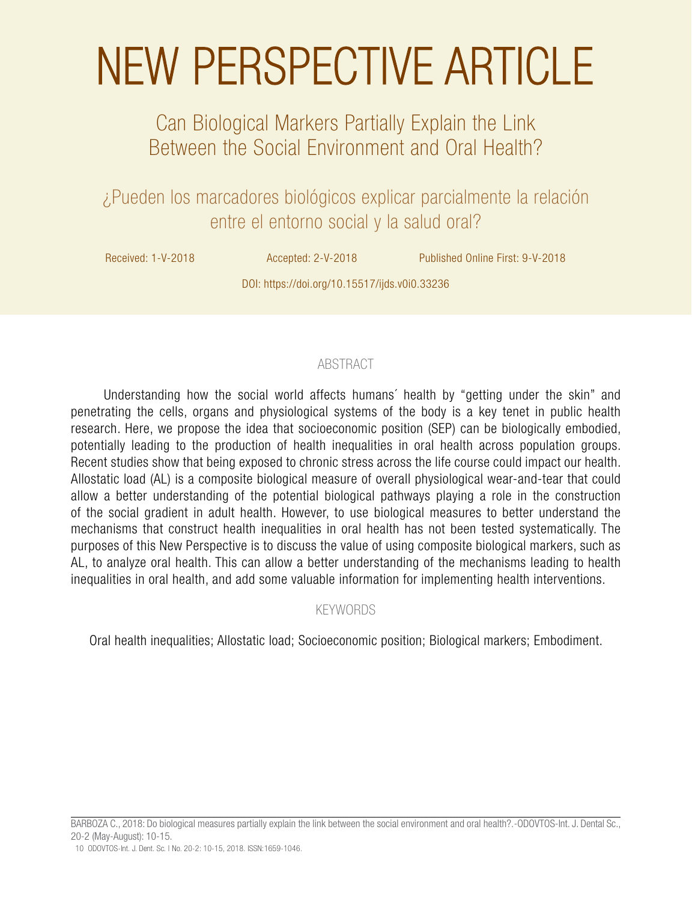# NEW PERSPECTIVE ARTICLE

## Can Biological Markers Partially Explain the Link Between the Social Environment and Oral Health?

## ¿Pueden los marcadores biológicos explicar parcialmente la relación entre el entorno social y la salud oral?

Received: 1-V-2018 Accepted: 2-V-2018 Published Online First: 9-V-2018

DOI: https://doi.org/10.15517/ijds.v0i0.33236

### ABSTRACT

Understanding how the social world affects humans´ health by "getting under the skin" and penetrating the cells, organs and physiological systems of the body is a key tenet in public health research. Here, we propose the idea that socioeconomic position (SEP) can be biologically embodied, potentially leading to the production of health inequalities in oral health across population groups. Recent studies show that being exposed to chronic stress across the life course could impact our health. Allostatic load (AL) is a composite biological measure of overall physiological wear-and-tear that could allow a better understanding of the potential biological pathways playing a role in the construction of the social gradient in adult health. However, to use biological measures to better understand the mechanisms that construct health inequalities in oral health has not been tested systematically. The purposes of this New Perspective is to discuss the value of using composite biological markers, such as AL, to analyze oral health. This can allow a better understanding of the mechanisms leading to health inequalities in oral health, and add some valuable information for implementing health interventions.

### KEYWORDS

Oral health inequalities; Allostatic load; Socioeconomic position; Biological markers; Embodiment.

BARBOZA C., 2018: Do biological measures partially explain the link between the social environment and oral health?.-ODOVTOS-Int. J. Dental Sc., 20-2 (May-August): 10-15.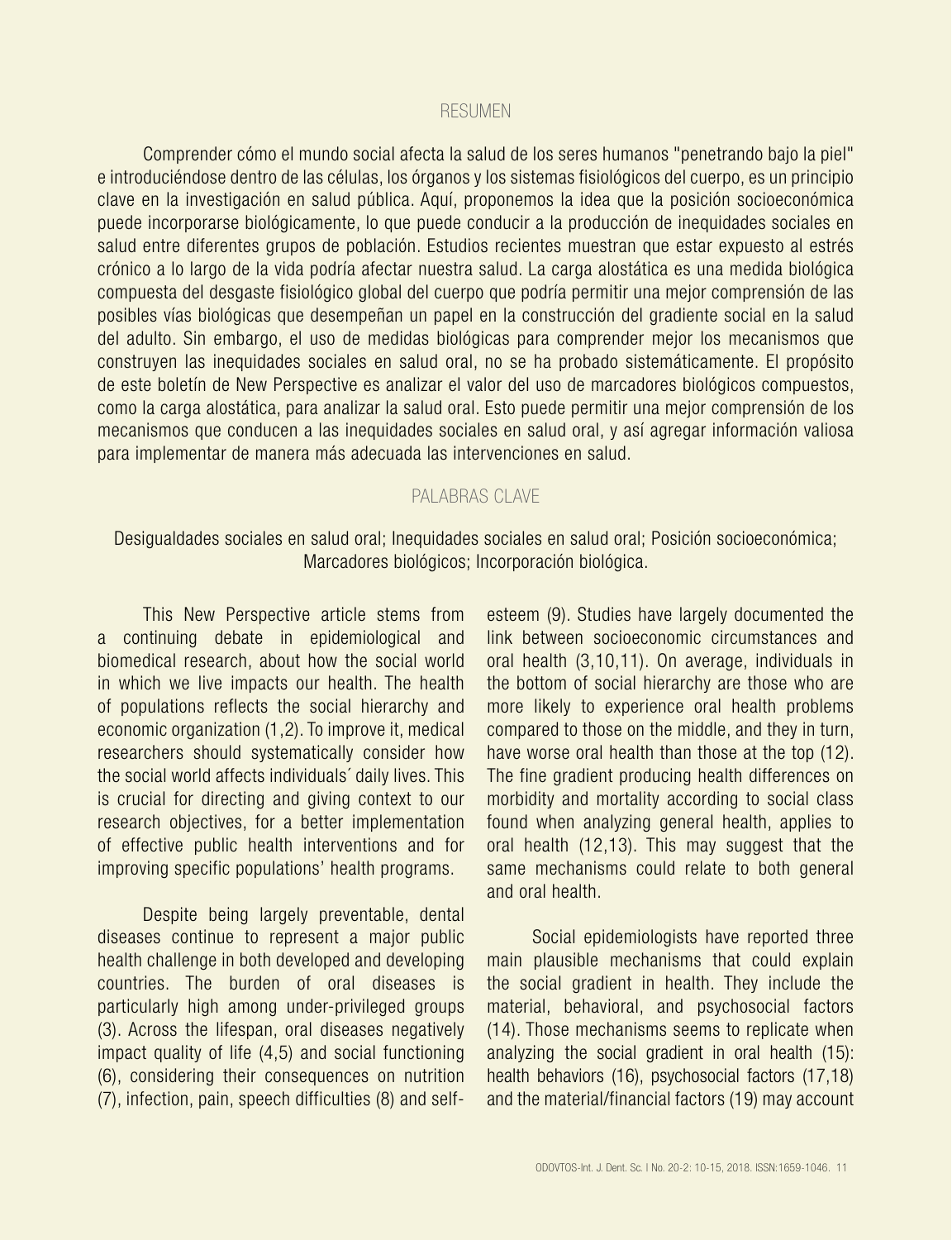## RESUMEN

Comprender cómo el mundo social afecta la salud de los seres humanos "penetrando bajo la piel" e introduciéndose dentro de las células, los órganos y los sistemas fisiológicos del cuerpo, es un principio clave en la investigación en salud pública. Aquí, proponemos la idea que la posición socioeconómica puede incorporarse biológicamente, lo que puede conducir a la producción de inequidades sociales en salud entre diferentes grupos de población. Estudios recientes muestran que estar expuesto al estrés crónico a lo largo de la vida podría afectar nuestra salud. La carga alostática es una medida biológica compuesta del desgaste fisiológico global del cuerpo que podría permitir una mejor comprensión de las posibles vías biológicas que desempeñan un papel en la construcción del gradiente social en la salud del adulto. Sin embargo, el uso de medidas biológicas para comprender mejor los mecanismos que construyen las inequidades sociales en salud oral, no se ha probado sistemáticamente. El propósito de este boletín de New Perspective es analizar el valor del uso de marcadores biológicos compuestos, como la carga alostática, para analizar la salud oral. Esto puede permitir una mejor comprensión de los mecanismos que conducen a las inequidades sociales en salud oral, y así agregar información valiosa para implementar de manera más adecuada las intervenciones en salud.

## PALABRAS CLAVE

Desigualdades sociales en salud oral; Inequidades sociales en salud oral; Posición socioeconómica; Marcadores biológicos; Incorporación biológica.

This New Perspective article stems from a continuing debate in epidemiological and biomedical research, about how the social world in which we live impacts our health. The health of populations reflects the social hierarchy and economic organization (1,2). To improve it, medical researchers should systematically consider how the social world affects individuals´ daily lives. This is crucial for directing and giving context to our research objectives, for a better implementation of effective public health interventions and for improving specific populations' health programs.

Despite being largely preventable, dental diseases continue to represent a major public health challenge in both developed and developing countries. The burden of oral diseases is particularly high among under-privileged groups (3). Across the lifespan, oral diseases negatively impact quality of life (4,5) and social functioning (6), considering their consequences on nutrition (7), infection, pain, speech difficulties (8) and self-esteem (9). Studies have largely documented the link between socioeconomic circumstances and oral health (3,10,11). On average, individuals in the bottom of social hierarchy are those who are more likely to experience oral health problems compared to those on the middle, and they in turn, have worse oral health than those at the top (12). The fine gradient producing health differences on morbidity and mortality according to social class found when analyzing general health, applies to oral health (12,13). This may suggest that the same mechanisms could relate to both general and oral health.

Social epidemiologists have reported three main plausible mechanisms that could explain the social gradient in health. They include the material, behavioral, and psychosocial factors (14). Those mechanisms seems to replicate when analyzing the social gradient in oral health (15): health behaviors (16), psychosocial factors (17,18) and the material/financial factors (19) may account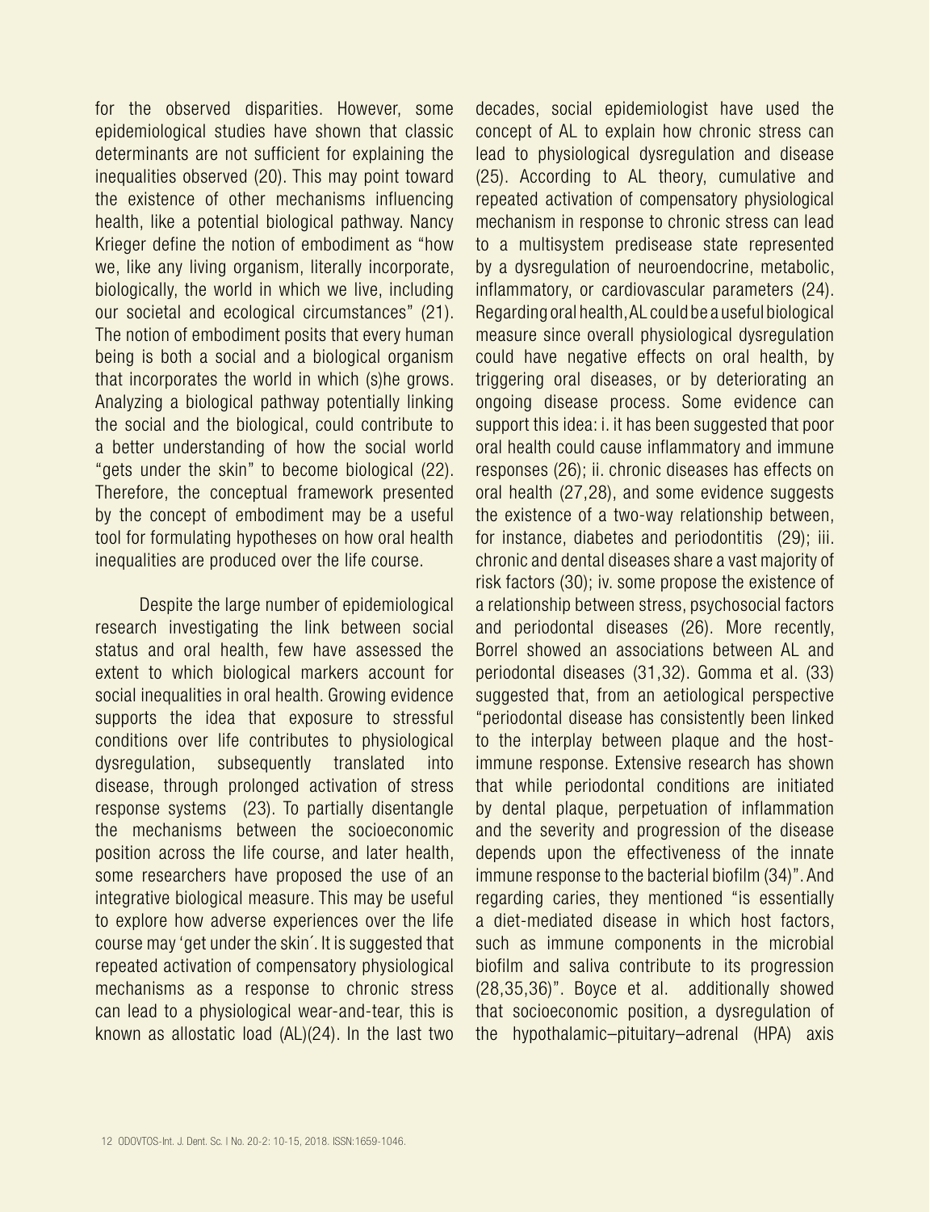for the observed disparities. However, some epidemiological studies have shown that classic determinants are not sufficient for explaining the inequalities observed (20). This may point toward the existence of other mechanisms influencing health, like a potential biological pathway. Nancy Krieger define the notion of embodiment as "how we, like any living organism, literally incorporate, biologically, the world in which we live, including our societal and ecological circumstances" (21). The notion of embodiment posits that every human being is both a social and a biological organism that incorporates the world in which (s)he grows. Analyzing a biological pathway potentially linking the social and the biological, could contribute to a better understanding of how the social world "gets under the skin" to become biological (22). Therefore, the conceptual framework presented by the concept of embodiment may be a useful tool for formulating hypotheses on how oral health inequalities are produced over the life course.

Despite the large number of epidemiological research investigating the link between social status and oral health, few have assessed the extent to which biological markers account for social inequalities in oral health. Growing evidence supports the idea that exposure to stressful conditions over life contributes to physiological dysregulation, subsequently translated into disease, through prolonged activation of stress response systems (23). To partially disentangle the mechanisms between the socioeconomic position across the life course, and later health, some researchers have proposed the use of an integrative biological measure. This may be useful to explore how adverse experiences over the life course may 'get under the skin´. It is suggested that repeated activation of compensatory physiological mechanisms as a response to chronic stress can lead to a physiological wear-and-tear, this is known as allostatic load (AL)(24). In the last two decades, social epidemiologist have used the concept of AL to explain how chronic stress can lead to physiological dysregulation and disease (25). According to AL theory, cumulative and repeated activation of compensatory physiological mechanism in response to chronic stress can lead to a multisystem predisease state represented by a dysregulation of neuroendocrine, metabolic, inflammatory, or cardiovascular parameters (24). Regarding oral health, AL could be a useful biological measure since overall physiological dysregulation could have negative effects on oral health, by triggering oral diseases, or by deteriorating an ongoing disease process. Some evidence can support this idea: i. it has been suggested that poor oral health could cause inflammatory and immune responses (26); ii. chronic diseases has effects on oral health (27,28), and some evidence suggests the existence of a two-way relationship between, for instance, diabetes and periodontitis (29); iii. chronic and dental diseases share a vast majority of risk factors (30); iv. some propose the existence of a relationship between stress, psychosocial factors and periodontal diseases (26). More recently, Borrel showed an associations between AL and periodontal diseases (31,32). Gomma et al. (33) suggested that, from an aetiological perspective "periodontal disease has consistently been linked to the interplay between plaque and the host-immune response. Extensive research has shown that while periodontal conditions are initiated by dental plaque, perpetuation of inflammation and the severity and progression of the disease depends upon the effectiveness of the innate immune response to the bacterial biofilm (34)". And regarding caries, they mentioned "is essentially a diet-mediated disease in which host factors, such as immune components in the microbial biofilm and saliva contribute to its progression (28,35,36)". Boyce et al. additionally showed that socioeconomic position, a dysregulation of the hypothalamic–pituitary–adrenal (HPA) axis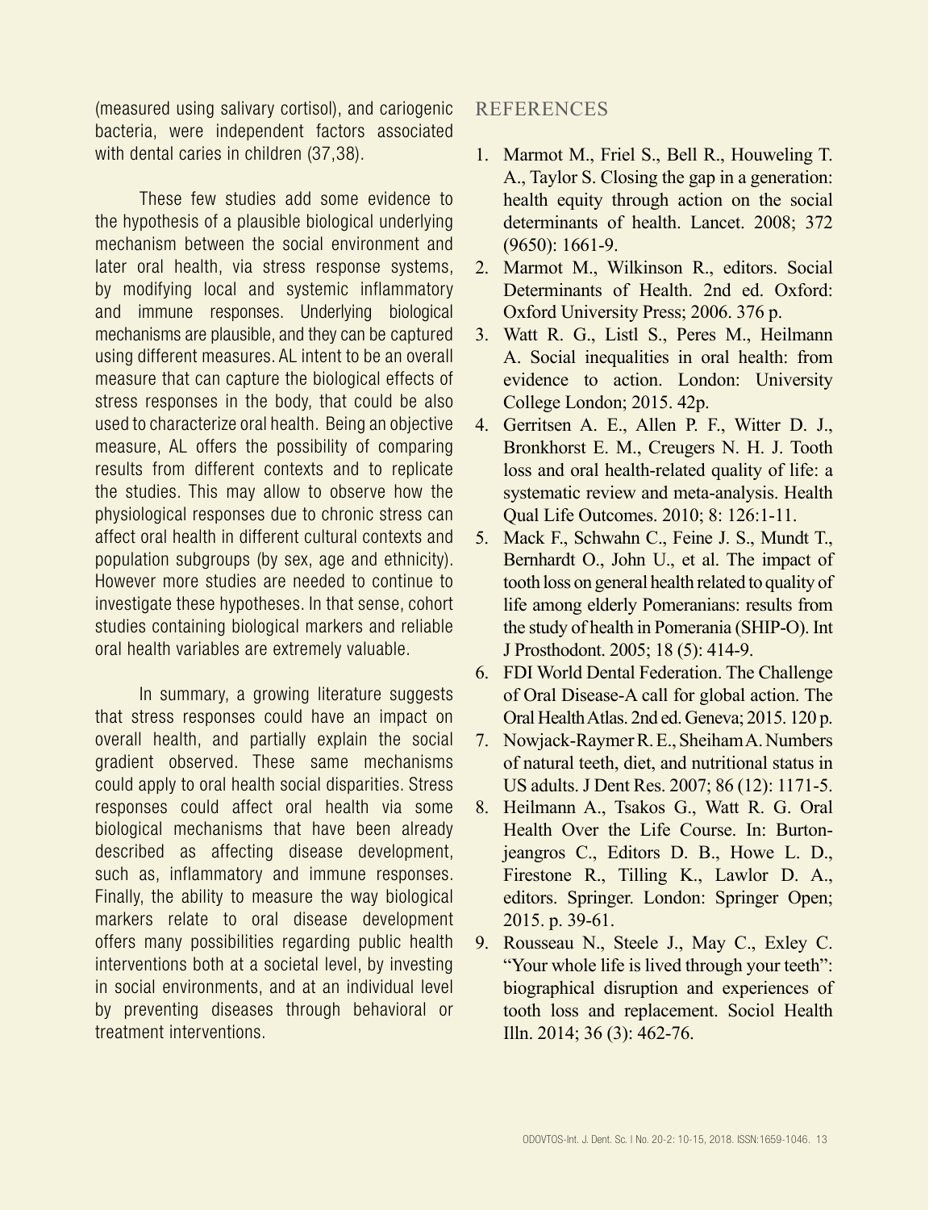(measured using salivary cortisol), and cariogenic bacteria, were independent factors associated with dental caries in children (37,38).

These few studies add some evidence to the hypothesis of a plausible biological underlying mechanism between the social environment and later oral health, via stress response systems, by modifying local and systemic inflammatory and immune responses. Underlying biological mechanisms are plausible, and they can be captured using different measures. AL intent to be an overall measure that can capture the biological effects of stress responses in the body, that could be also used to characterize oral health. Being an objective measure, AL offers the possibility of comparing results from different contexts and to replicate the studies. This may allow to observe how the physiological responses due to chronic stress can affect oral health in different cultural contexts and population subgroups (by sex, age and ethnicity). However more studies are needed to continue to investigate these hypotheses. In that sense, cohort studies containing biological markers and reliable oral health variables are extremely valuable.

In summary, a growing literature suggests that stress responses could have an impact on overall health, and partially explain the social gradient observed. These same mechanisms could apply to oral health social disparities. Stress responses could affect oral health via some biological mechanisms that have been already described as affecting disease development, such as, inflammatory and immune responses. Finally, the ability to measure the way biological markers relate to oral disease development offers many possibilities regarding public health interventions both at a societal level, by investing in social environments, and at an individual level by preventing diseases through behavioral or treatment interventions.

## REFERENCES

1. Marmot M., Friel S., Bell R., Houweling T. A., Taylor S. Closing the gap in a generation: health equity through action on the social determinants of health. Lancet. 2008; 372 (9650): 1661-9.
2. Marmot M., Wilkinson R., editors. Social Determinants of Health. 2nd ed. Oxford: Oxford University Press; 2006. 376 p.
3. Watt R. G., Listl S., Peres M., Heilmann A. Social inequalities in oral health: from evidence to action. London: University College London; 2015. 42p.
4. Gerritsen A. E., Allen P. F., Witter D. J., Bronkhorst E. M., Creugers N. H. J. Tooth loss and oral health-related quality of life: a systematic review and meta-analysis. Health Qual Life Outcomes. 2010; 8: 126:1-11.
5. Mack F., Schwahn C., Feine J. S., Mundt T., Bernhardt O., John U., et al. The impact of tooth loss on general health related to quality of life among elderly Pomeranians: results from the study of health in Pomerania (SHIP-O). Int J Prosthodont. 2005; 18 (5): 414-9.
6. FDI World Dental Federation. The Challenge of Oral Disease-A call for global action. The Oral Health Atlas. 2nd ed. Geneva; 2015. 120 p.
7. Nowjack-Raymer R. E., Sheiham A. Numbers of natural teeth, diet, and nutritional status in US adults. J Dent Res. 2007; 86 (12): 1171-5.
8. Heilmann A., Tsakos G., Watt R. G. Oral Health Over the Life Course. In: Burton-jeangros C., Editors D. B., Howe L. D., Firestone R., Tilling K., Lawlor D. A., editors. Springer. London: Springer Open; 2015. p. 39-61.
9. Rousseau N., Steele J., May C., Exley C. "Your whole life is lived through your teeth": biographical disruption and experiences of tooth loss and replacement. Sociol Health Illn. 2014; 36 (3): 462-76.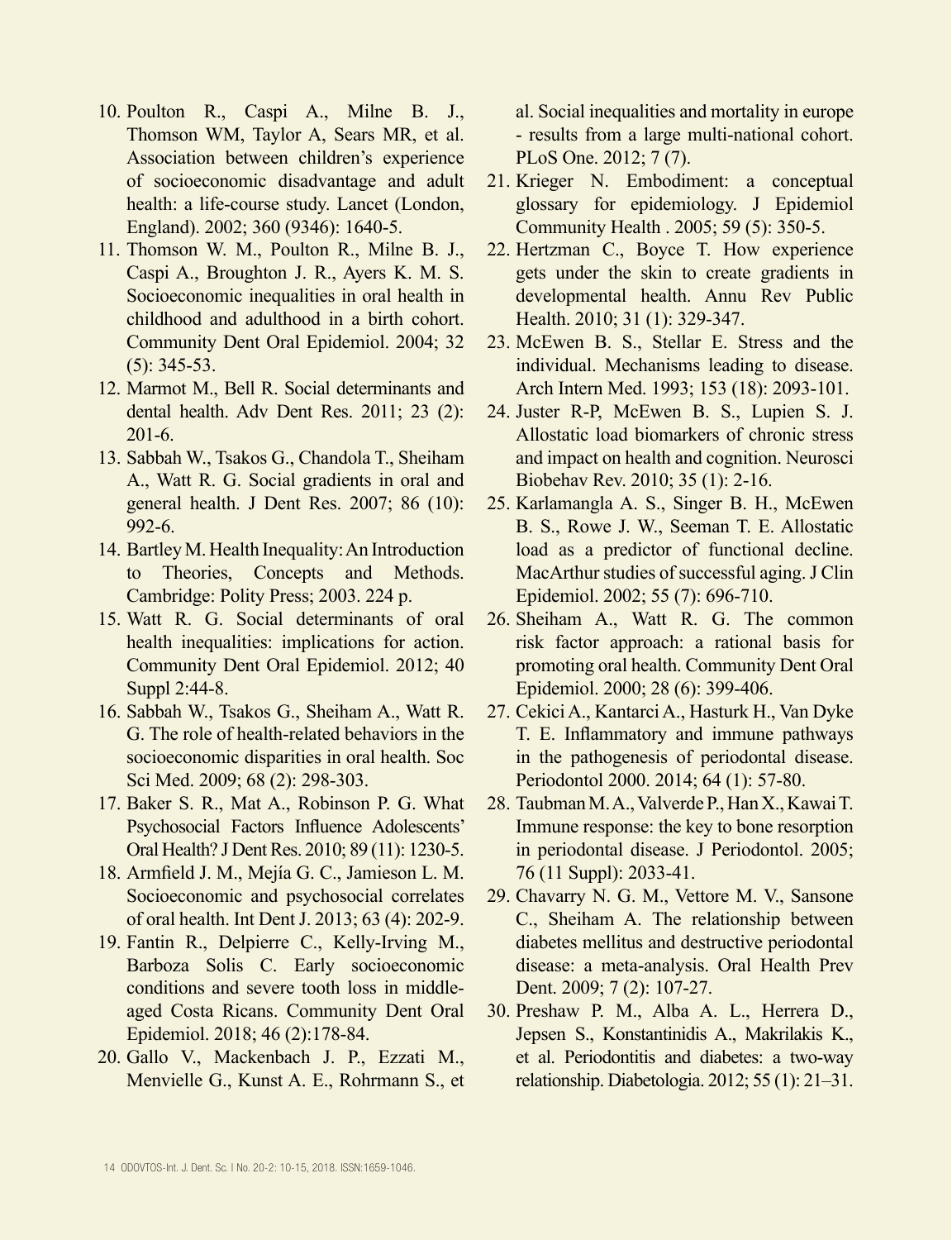10. Poulton R., Caspi A., Milne B. J., Thomson WM, Taylor A, Sears MR, et al. Association between children's experience of socioeconomic disadvantage and adult health: a life-course study. Lancet (London, England). 2002; 360 (9346): 1640-5.
11. Thomson W. M., Poulton R., Milne B. J., Caspi A., Broughton J. R., Ayers K. M. S. Socioeconomic inequalities in oral health in childhood and adulthood in a birth cohort. Community Dent Oral Epidemiol. 2004; 32 (5): 345-53.
12. Marmot M., Bell R. Social determinants and dental health. Adv Dent Res. 2011; 23 (2): 201-6.
13. Sabbah W., Tsakos G., Chandola T., Sheiham A., Watt R. G. Social gradients in oral and general health. J Dent Res. 2007; 86 (10): 992-6.
14. Bartley M. Health Inequality: An Introduction to Theories, Concepts and Methods. Cambridge: Polity Press; 2003. 224 p.
15. Watt R. G. Social determinants of oral health inequalities: implications for action. Community Dent Oral Epidemiol. 2012; 40 Suppl 2:44-8.
16. Sabbah W., Tsakos G., Sheiham A., Watt R. G. The role of health-related behaviors in the socioeconomic disparities in oral health. Soc Sci Med. 2009; 68 (2): 298-303.
17. Baker S. R., Mat A., Robinson P. G. What Psychosocial Factors Influence Adolescents' Oral Health? J Dent Res. 2010; 89 (11): 1230-5.
18. Armfield J. M., Mejía G. C., Jamieson L. M. Socioeconomic and psychosocial correlates of oral health. Int Dent J. 2013; 63 (4): 202-9.
19. Fantin R., Delpierre C., Kelly-Irving M., Barboza Solis C. Early socioeconomic conditions and severe tooth loss in middle-aged Costa Ricans. Community Dent Oral Epidemiol. 2018; 46 (2):178-84.
20. Gallo V., Mackenbach J. P., Ezzati M., Menvielle G., Kunst A. E., Rohrmann S., et al. Social inequalities and mortality in europe - results from a large multi-national cohort. PLoS One. 2012; 7 (7).
21. Krieger N. Embodiment: a conceptual glossary for epidemiology. J Epidemiol Community Health . 2005; 59 (5): 350-5.
22. Hertzman C., Boyce T. How experience gets under the skin to create gradients in developmental health. Annu Rev Public Health. 2010; 31 (1): 329-347.
23. McEwen B. S., Stellar E. Stress and the individual. Mechanisms leading to disease. Arch Intern Med. 1993; 153 (18): 2093-101.
24. Juster R-P, McEwen B. S., Lupien S. J. Allostatic load biomarkers of chronic stress and impact on health and cognition. Neurosci Biobehav Rev. 2010; 35 (1): 2-16.
25. Karlamangla A. S., Singer B. H., McEwen B. S., Rowe J. W., Seeman T. E. Allostatic load as a predictor of functional decline. MacArthur studies of successful aging. J Clin Epidemiol. 2002; 55 (7): 696-710.
26. Sheiham A., Watt R. G. The common risk factor approach: a rational basis for promoting oral health. Community Dent Oral Epidemiol. 2000; 28 (6): 399-406.
27. Cekici A., Kantarci A., Hasturk H., Van Dyke T. E. Inflammatory and immune pathways in the pathogenesis of periodontal disease. Periodontol 2000. 2014; 64 (1): 57-80.
28. Taubman M. A., Valverde P., Han X., Kawai T. Immune response: the key to bone resorption in periodontal disease. J Periodontol. 2005; 76 (11 Suppl): 2033-41.
29. Chavarry N. G. M., Vettore M. V., Sansone C., Sheiham A. The relationship between diabetes mellitus and destructive periodontal disease: a meta-analysis. Oral Health Prev Dent. 2009; 7 (2): 107-27.
30. Preshaw P. M., Alba A. L., Herrera D., Jepsen S., Konstantinidis A., Makrilakis K., et al. Periodontitis and diabetes: a two-way relationship. Diabetologia. 2012; 55 (1): 21–31.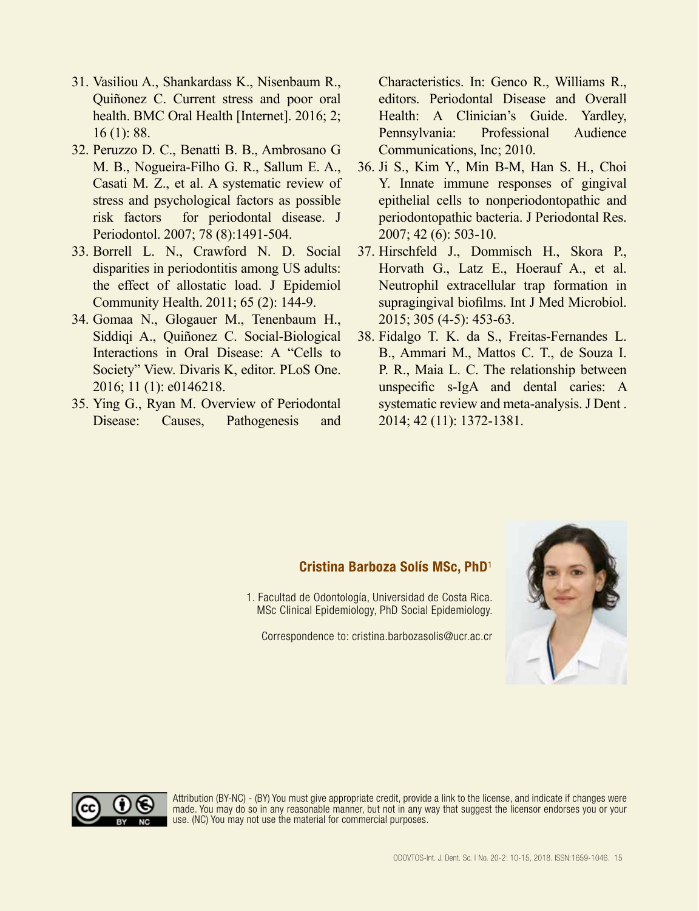31. Vasiliou A., Shankardass K., Nisenbaum R., Quiñonez C. Current stress and poor oral health. BMC Oral Health [Internet]. 2016; 2; 16 (1): 88.
32. Peruzzo D. C., Benatti B. B., Ambrosano G M. B., Nogueira-Filho G. R., Sallum E. A., Casati M. Z., et al. A systematic review of stress and psychological factors as possible risk factors for periodontal disease. J Periodontol. 2007; 78 (8):1491-504.
33. Borrell L. N., Crawford N. D. Social disparities in periodontitis among US adults: the effect of allostatic load. J Epidemiol Community Health. 2011; 65 (2): 144-9.
34. Gomaa N., Glogauer M., Tenenbaum H., Siddiqi A., Quiñonez C. Social-Biological Interactions in Oral Disease: A "Cells to Society" View. Divaris K, editor. PLoS One. 2016; 11 (1): e0146218.
35. Ying G., Ryan M. Overview of Periodontal Disease: Causes, Pathogenesis and Characteristics. In: Genco R., Williams R., editors. Periodontal Disease and Overall Health: A Clinician's Guide. Yardley, Pennsylvania: Professional Audience Communications, Inc; 2010.
36. Ji S., Kim Y., Min B-M, Han S. H., Choi Y. Innate immune responses of gingival epithelial cells to nonperiodontopathic and periodontopathic bacteria. J Periodontal Res. 2007; 42 (6): 503-10.
37. Hirschfeld J., Dommisch H., Skora P., Horvath G., Latz E., Hoerauf A., et al. Neutrophil extracellular trap formation in supragingival biofilms. Int J Med Microbiol. 2015; 305 (4-5): 453-63.
38. Fidalgo T. K. da S., Freitas-Fernandes L. B., Ammari M., Mattos C. T., de Souza I. P. R., Maia L. C. The relationship between unspecific s-IgA and dental caries: A systematic review and meta-analysis. J Dent . 2014; 42 (11): 1372-1381.

**Cristina Barboza Solís MSc, PhD**[1]

1. Facultad de Odontología, Universidad de Costa Rica. MSc Clinical Epidemiology, PhD Social Epidemiology.

Correspondence to: cristina.barbozasolis@ucr.ac.cr

Attribution (BY-NC) - (BY) You must give appropriate credit, provide a link to the license, and indicate if changes were made. You may do so in any reasonable manner, but not in any way that suggest the licensor endorses you or your use. (NC) You may not use the material for commercial purposes.